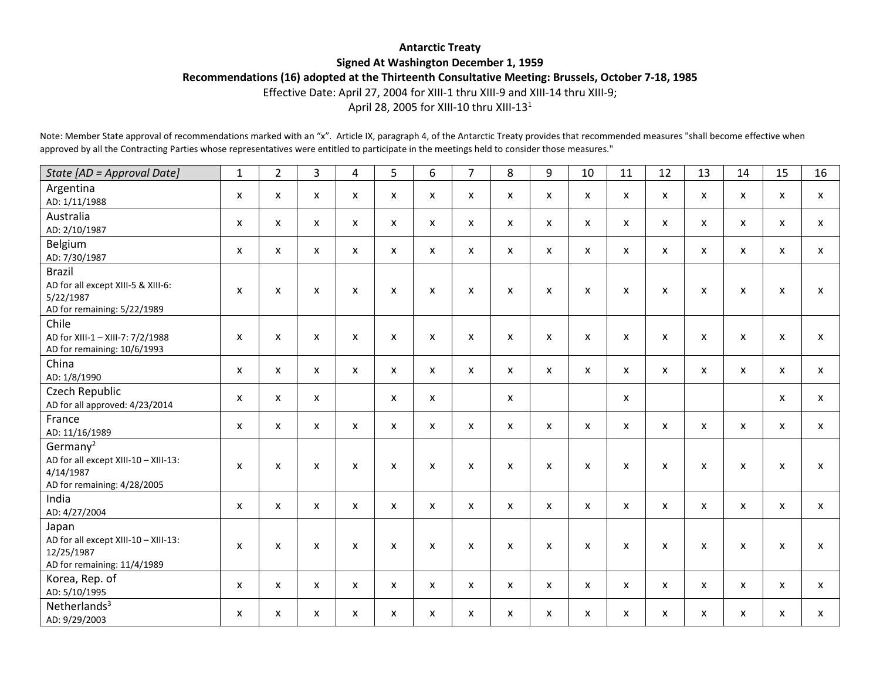**Antarctic Treaty**

**Signed At Washington December 1, 1959**

**Recommendations (16) adopted at the Thirteenth Consultative Meeting: Brussels, October 7-18, 1985**

Effective Date: April 27, 2004 for XIII-1 thru XIII-9 and XIII-14 thru XIII-9;
April 28, 2005 for XIII-10 thru XIII-13[1]

Note: Member State approval of recommendations marked with an "x". Article IX, paragraph 4, of the Antarctic Treaty provides that recommended measures "shall become effective when approved by all the Contracting Parties whose representatives were entitled to participate in the meetings held to consider those measures."

| *State [AD = Approval Date]* | 1 | 2 | 3 | 4 | 5 | 6 | 7 | 8 | 9 | 10 | 11 | 12 | 13 | 14 | 15 | 16 |
|---|---|---|---|---|---|---|---|---|---|---|---|---|---|---|---|---|
| Argentina<br>AD: 1/11/1988 | x | x | x | x | x | x | x | x | x | x | x | x | x | x | x | x |
| Australia<br>AD: 2/10/1987 | x | x | x | x | x | x | x | x | x | x | x | x | x | x | x | x |
| Belgium<br>AD: 7/30/1987 | x | x | x | x | x | x | x | x | x | x | x | x | x | x | x | x |
| Brazil<br>AD for all except XIII-5 & XIII-6: 5/22/1987<br>AD for remaining: 5/22/1989 | x | x | x | x | x | x | x | x | x | x | x | x | x | x | x | x |
| Chile<br>AD for XIII-1 – XIII-7: 7/2/1988<br>AD for remaining: 10/6/1993 | x | x | x | x | x | x | x | x | x | x | x | x | x | x | x | x |
| China<br>AD: 1/8/1990 | x | x | x | x | x | x | x | x | x | x | x | x | x | x | x | x |
| Czech Republic<br>AD for all approved: 4/23/2014 | x | x | x | | x | x | | x | | | x | | | | x | x |
| France<br>AD: 11/16/1989 | x | x | x | x | x | x | x | x | x | x | x | x | x | x | x | x |
| Germany[2]<br>AD for all except XIII-10 – XIII-13: 4/14/1987<br>AD for remaining: 4/28/2005 | x | x | x | x | x | x | x | x | x | x | x | x | x | x | x | x |
| India<br>AD: 4/27/2004 | x | x | x | x | x | x | x | x | x | x | x | x | x | x | x | x |
| Japan<br>AD for all except XIII-10 – XIII-13: 12/25/1987<br>AD for remaining: 11/4/1989 | x | x | x | x | x | x | x | x | x | x | x | x | x | x | x | x |
| Korea, Rep. of<br>AD: 5/10/1995 | x | x | x | x | x | x | x | x | x | x | x | x | x | x | x | x |
| Netherlands[3]<br>AD: 9/29/2003 | x | x | x | x | x | x | x | x | x | x | x | x | x | x | x | x |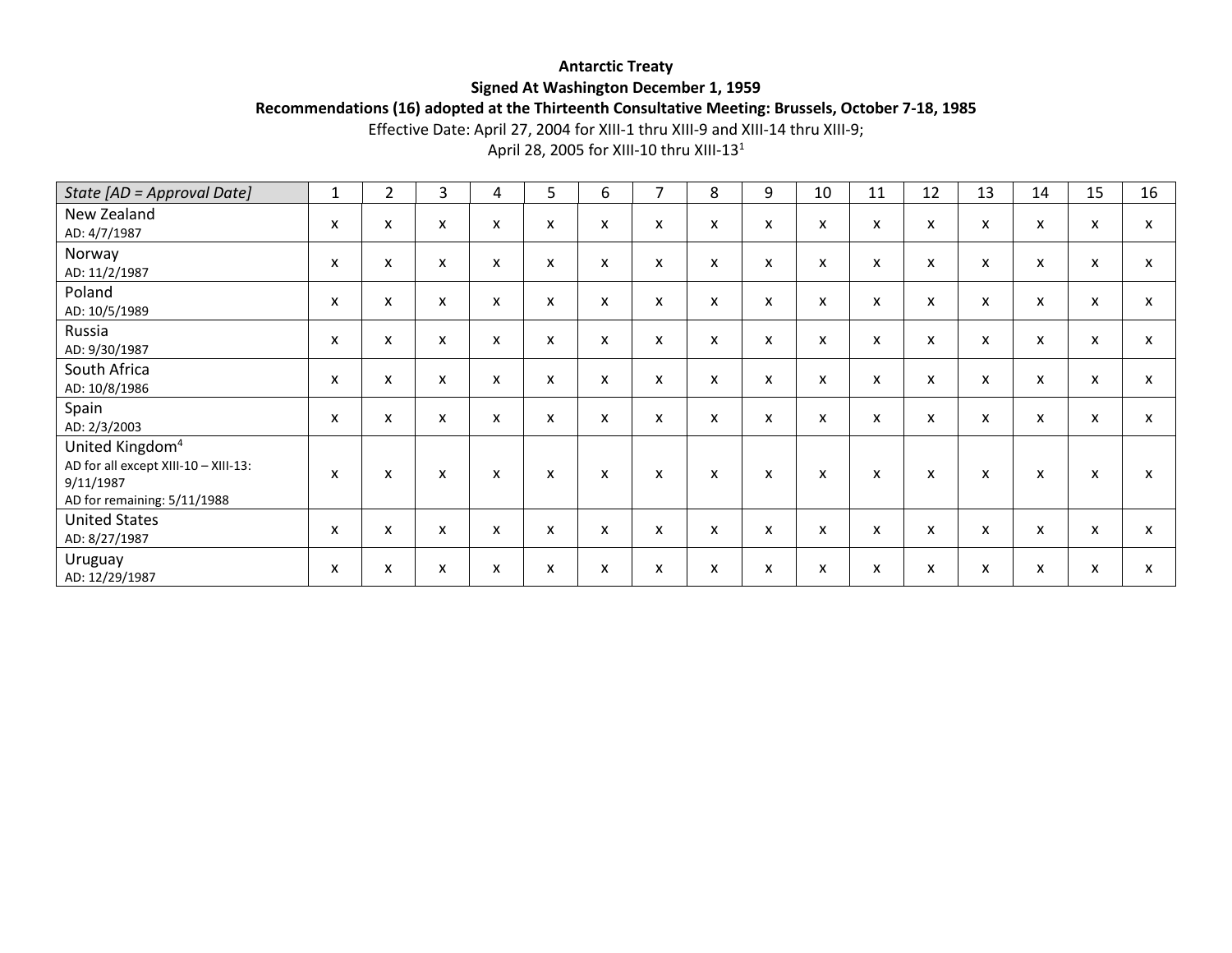**Antarctic Treaty**
**Signed At Washington December 1, 1959**
**Recommendations (16) adopted at the Thirteenth Consultative Meeting: Brussels, October 7-18, 1985**

Effective Date: April 27, 2004 for XIII-1 thru XIII-9 and XIII-14 thru XIII-9;
April 28, 2005 for XIII-10 thru XIII-13[1]

| *State [AD = Approval Date]* | 1 | 2 | 3 | 4 | 5 | 6 | 7 | 8 | 9 | 10 | 11 | 12 | 13 | 14 | 15 | 16 |
|---|---|---|---|---|---|---|---|---|---|---|---|---|---|---|---|---|
| New Zealand<br>AD: 4/7/1987 | x | x | x | x | x | x | x | x | x | x | x | x | x | x | x | x |
| Norway<br>AD: 11/2/1987 | x | x | x | x | x | x | x | x | x | x | x | x | x | x | x | x |
| Poland<br>AD: 10/5/1989 | x | x | x | x | x | x | x | x | x | x | x | x | x | x | x | x |
| Russia<br>AD: 9/30/1987 | x | x | x | x | x | x | x | x | x | x | x | x | x | x | x | x |
| South Africa<br>AD: 10/8/1986 | x | x | x | x | x | x | x | x | x | x | x | x | x | x | x | x |
| Spain<br>AD: 2/3/2003 | x | x | x | x | x | x | x | x | x | x | x | x | x | x | x | x |
| United Kingdom[4]<br>AD for all except XIII-10 – XIII-13: 9/11/1987<br>AD for remaining: 5/11/1988 | x | x | x | x | x | x | x | x | x | x | x | x | x | x | x | x |
| United States<br>AD: 8/27/1987 | x | x | x | x | x | x | x | x | x | x | x | x | x | x | x | x |
| Uruguay<br>AD: 12/29/1987 | x | x | x | x | x | x | x | x | x | x | x | x | x | x | x | x |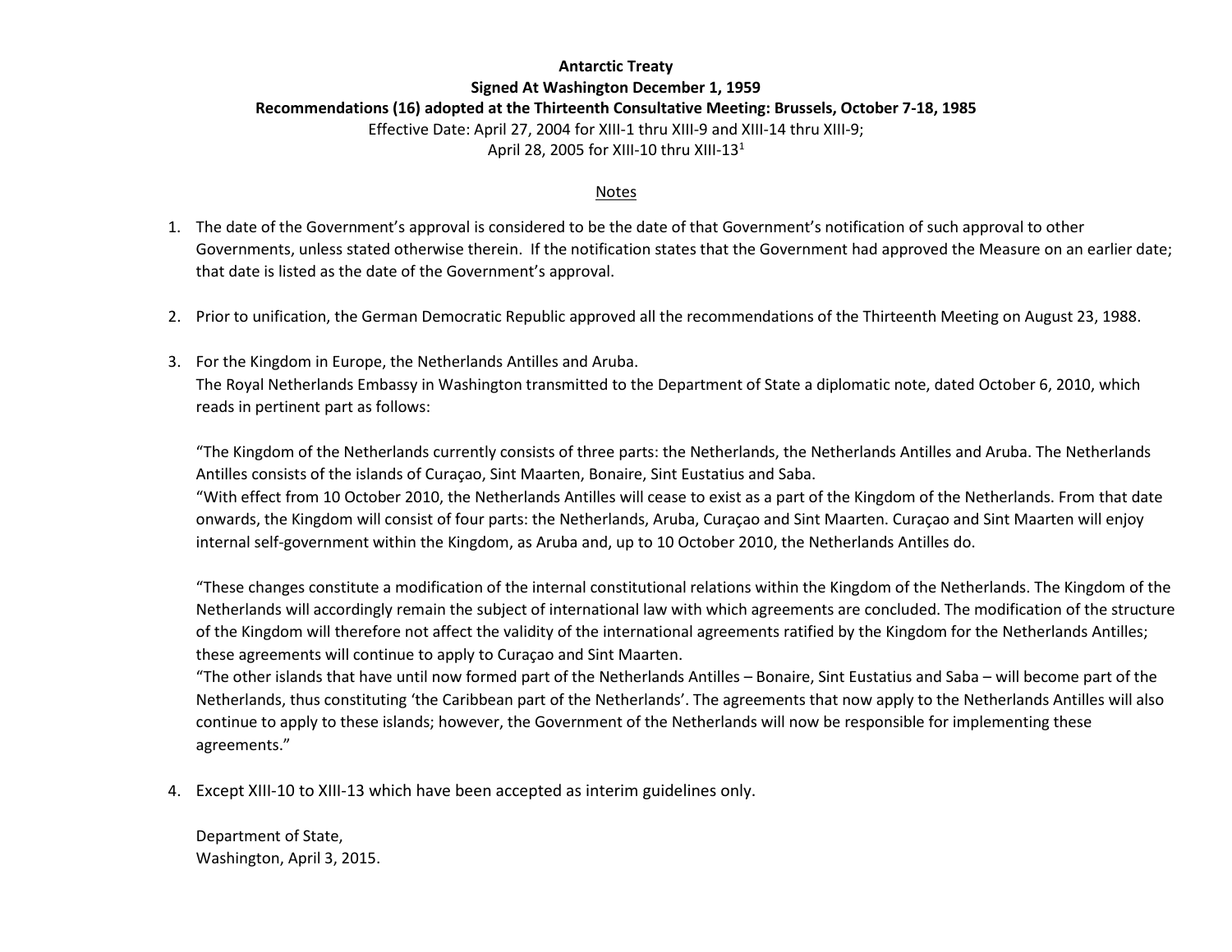**Antarctic Treaty**

**Signed At Washington December 1, 1959**

**Recommendations (16) adopted at the Thirteenth Consultative Meeting: Brussels, October 7-18, 1985**

Effective Date: April 27, 2004 for XIII-1 thru XIII-9 and XIII-14 thru XIII-9;

April 28, 2005 for XIII-10 thru XIII-13[1]

Notes

1. The date of the Government's approval is considered to be the date of that Government's notification of such approval to other Governments, unless stated otherwise therein. If the notification states that the Government had approved the Measure on an earlier date; that date is listed as the date of the Government's approval.

2. Prior to unification, the German Democratic Republic approved all the recommendations of the Thirteenth Meeting on August 23, 1988.

3. For the Kingdom in Europe, the Netherlands Antilles and Aruba.
   The Royal Netherlands Embassy in Washington transmitted to the Department of State a diplomatic note, dated October 6, 2010, which reads in pertinent part as follows:

   "The Kingdom of the Netherlands currently consists of three parts: the Netherlands, the Netherlands Antilles and Aruba. The Netherlands Antilles consists of the islands of Curaçao, Sint Maarten, Bonaire, Sint Eustatius and Saba.
   "With effect from 10 October 2010, the Netherlands Antilles will cease to exist as a part of the Kingdom of the Netherlands. From that date onwards, the Kingdom will consist of four parts: the Netherlands, Aruba, Curaçao and Sint Maarten. Curaçao and Sint Maarten will enjoy internal self-government within the Kingdom, as Aruba and, up to 10 October 2010, the Netherlands Antilles do.

   "These changes constitute a modification of the internal constitutional relations within the Kingdom of the Netherlands. The Kingdom of the Netherlands will accordingly remain the subject of international law with which agreements are concluded. The modification of the structure of the Kingdom will therefore not affect the validity of the international agreements ratified by the Kingdom for the Netherlands Antilles; these agreements will continue to apply to Curaçao and Sint Maarten.
   "The other islands that have until now formed part of the Netherlands Antilles – Bonaire, Sint Eustatius and Saba – will become part of the Netherlands, thus constituting 'the Caribbean part of the Netherlands'. The agreements that now apply to the Netherlands Antilles will also continue to apply to these islands; however, the Government of the Netherlands will now be responsible for implementing these agreements."

4. Except XIII-10 to XIII-13 which have been accepted as interim guidelines only.

   Department of State,
   Washington, April 3, 2015.